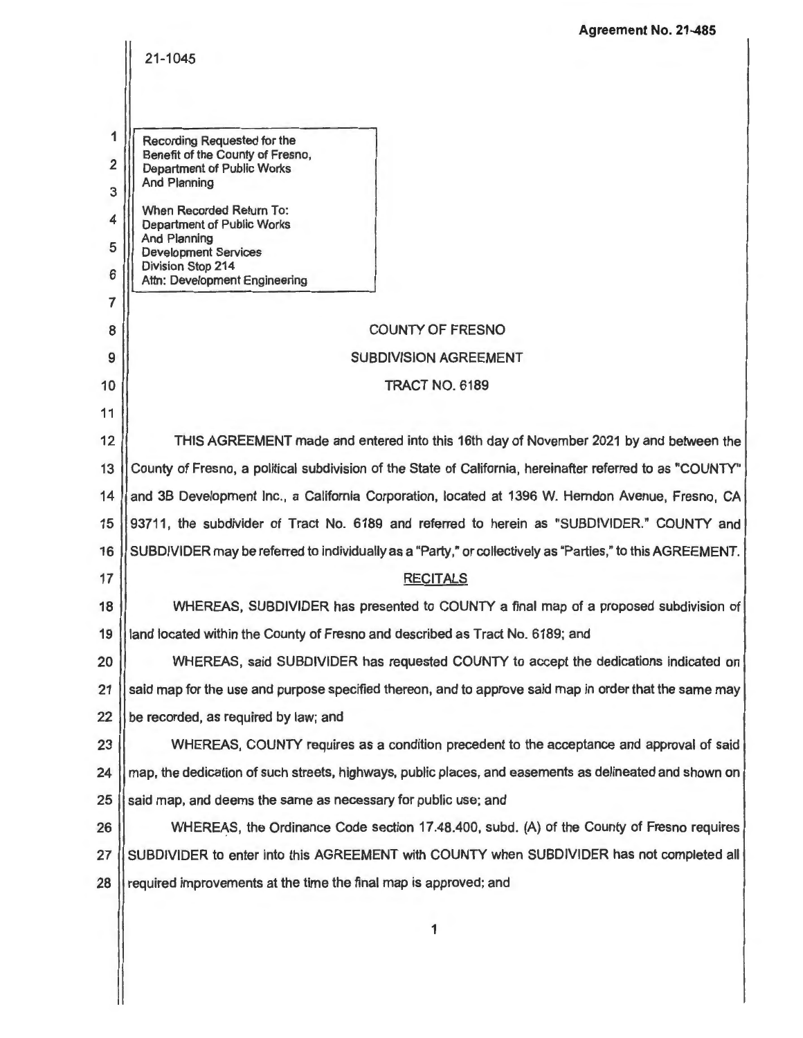Agreement No. 21-485

21-1045

Recording Requested for the
Benefit of the County of Fresno,
Department of Public Works
And Planning

When Recorded Return To:
Department of Public Works
And Planning
Development Services
Division Stop 214
Attn: Development Engineering

# COUNTY OF FRESNO

# SUBDIVISION AGREEMENT

# TRACT NO. 6189

THIS AGREEMENT made and entered into this 16th day of November 2021 by and between the County of Fresno, a political subdivision of the State of California, hereinafter referred to as "COUNTY" and 3B Development Inc., a California Corporation, located at 1396 W. Herndon Avenue, Fresno, CA 93711, the subdivider of Tract No. 6189 and referred to herein as "SUBDIVIDER." COUNTY and SUBDIVIDER may be referred to individually as a "Party," or collectively as "Parties," to this AGREEMENT.

## RECITALS

WHEREAS, SUBDIVIDER has presented to COUNTY a final map of a proposed subdivision of land located within the County of Fresno and described as Tract No. 6189; and

WHEREAS, said SUBDIVIDER has requested COUNTY to accept the dedications indicated on said map for the use and purpose specified thereon, and to approve said map in order that the same may be recorded, as required by law; and

WHEREAS, COUNTY requires as a condition precedent to the acceptance and approval of said map, the dedication of such streets, highways, public places, and easements as delineated and shown on said map, and deems the same as necessary for public use; and

WHEREAS, the Ordinance Code section 17.48.400, subd. (A) of the County of Fresno requires SUBDIVIDER to enter into this AGREEMENT with COUNTY when SUBDIVIDER has not completed all required improvements at the time the final map is approved; and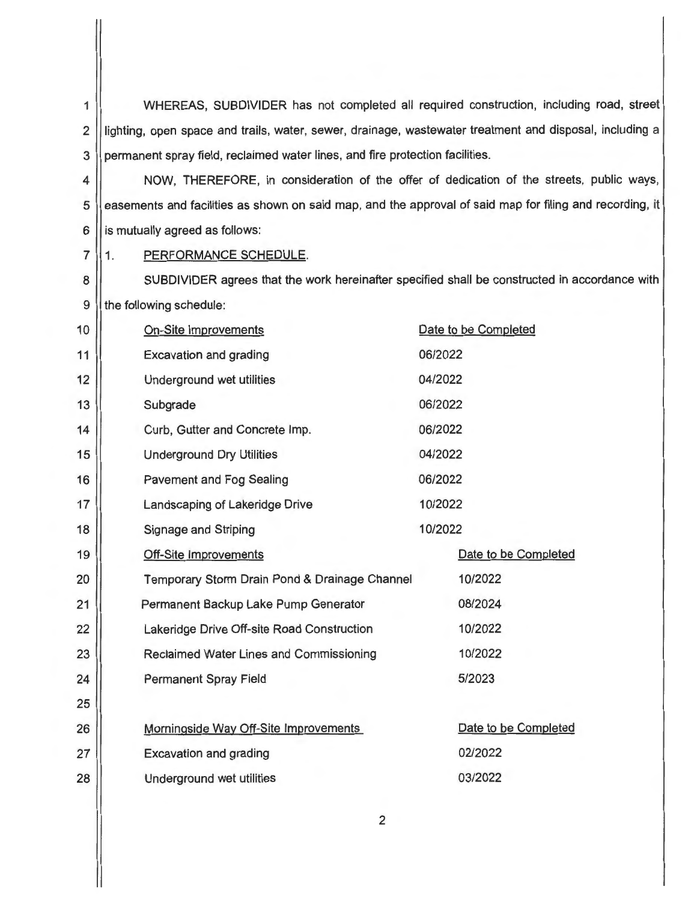WHEREAS, SUBDIVIDER has not completed all required construction, including road, street lighting, open space and trails, water, sewer, drainage, wastewater treatment and disposal, including a permanent spray field, reclaimed water lines, and fire protection facilities.

NOW, THEREFORE, in consideration of the offer of dedication of the streets, public ways, easements and facilities as shown on said map, and the approval of said map for filing and recording, it is mutually agreed as follows:

1. PERFORMANCE SCHEDULE.

SUBDIVIDER agrees that the work hereinafter specified shall be constructed in accordance with the following schedule:

| On-Site Improvements | Date to be Completed |
|---|---|
| Excavation and grading | 06/2022 |
| Underground wet utilities | 04/2022 |
| Subgrade | 06/2022 |
| Curb, Gutter and Concrete Imp. | 06/2022 |
| Underground Dry Utilities | 04/2022 |
| Pavement and Fog Sealing | 06/2022 |
| Landscaping of Lakeridge Drive | 10/2022 |
| Signage and Striping | 10/2022 |

| Off-Site Improvements | Date to be Completed |
|---|---|
| Temporary Storm Drain Pond & Drainage Channel | 10/2022 |
| Permanent Backup Lake Pump Generator | 08/2024 |
| Lakeridge Drive Off-site Road Construction | 10/2022 |
| Reclaimed Water Lines and Commissioning | 10/2022 |
| Permanent Spray Field | 5/2023 |

| Morningside Way Off-Site Improvements | Date to be Completed |
|---|---|
| Excavation and grading | 02/2022 |
| Underground wet utilities | 03/2022 |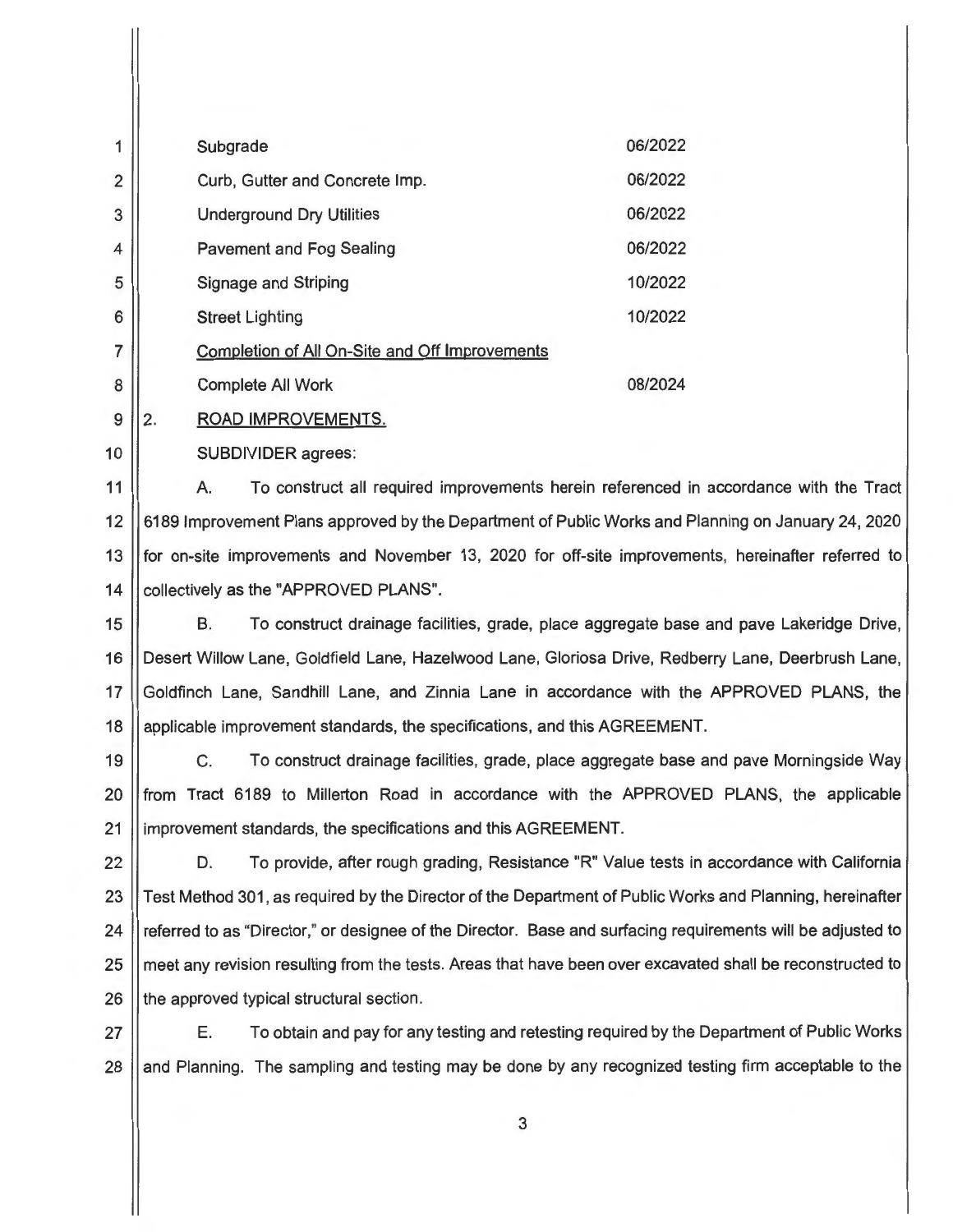| | |
|---|---|
| Subgrade | 06/2022 |
| Curb, Gutter and Concrete Imp. | 06/2022 |
| Underground Dry Utilities | 06/2022 |
| Pavement and Fog Sealing | 06/2022 |
| Signage and Striping | 10/2022 |
| Street Lighting | 10/2022 |
| <u>Completion of All On-Site and Off Improvements</u> | |
| Complete All Work | 08/2024 |

2. <u>ROAD IMPROVEMENTS.</u>

SUBDIVIDER agrees:

A. To construct all required improvements herein referenced in accordance with the Tract 6189 Improvement Plans approved by the Department of Public Works and Planning on January 24, 2020 for on-site improvements and November 13, 2020 for off-site improvements, hereinafter referred to collectively as the "APPROVED PLANS".

B. To construct drainage facilities, grade, place aggregate base and pave Lakeridge Drive, Desert Willow Lane, Goldfield Lane, Hazelwood Lane, Gloriosa Drive, Redberry Lane, Deerbrush Lane, Goldfinch Lane, Sandhill Lane, and Zinnia Lane in accordance with the APPROVED PLANS, the applicable improvement standards, the specifications, and this AGREEMENT.

C. To construct drainage facilities, grade, place aggregate base and pave Morningside Way from Tract 6189 to Millerton Road in accordance with the APPROVED PLANS, the applicable improvement standards, the specifications and this AGREEMENT.

D. To provide, after rough grading, Resistance "R" Value tests in accordance with California Test Method 301, as required by the Director of the Department of Public Works and Planning, hereinafter referred to as "Director," or designee of the Director. Base and surfacing requirements will be adjusted to meet any revision resulting from the tests. Areas that have been over excavated shall be reconstructed to the approved typical structural section.

E. To obtain and pay for any testing and retesting required by the Department of Public Works and Planning. The sampling and testing may be done by any recognized testing firm acceptable to the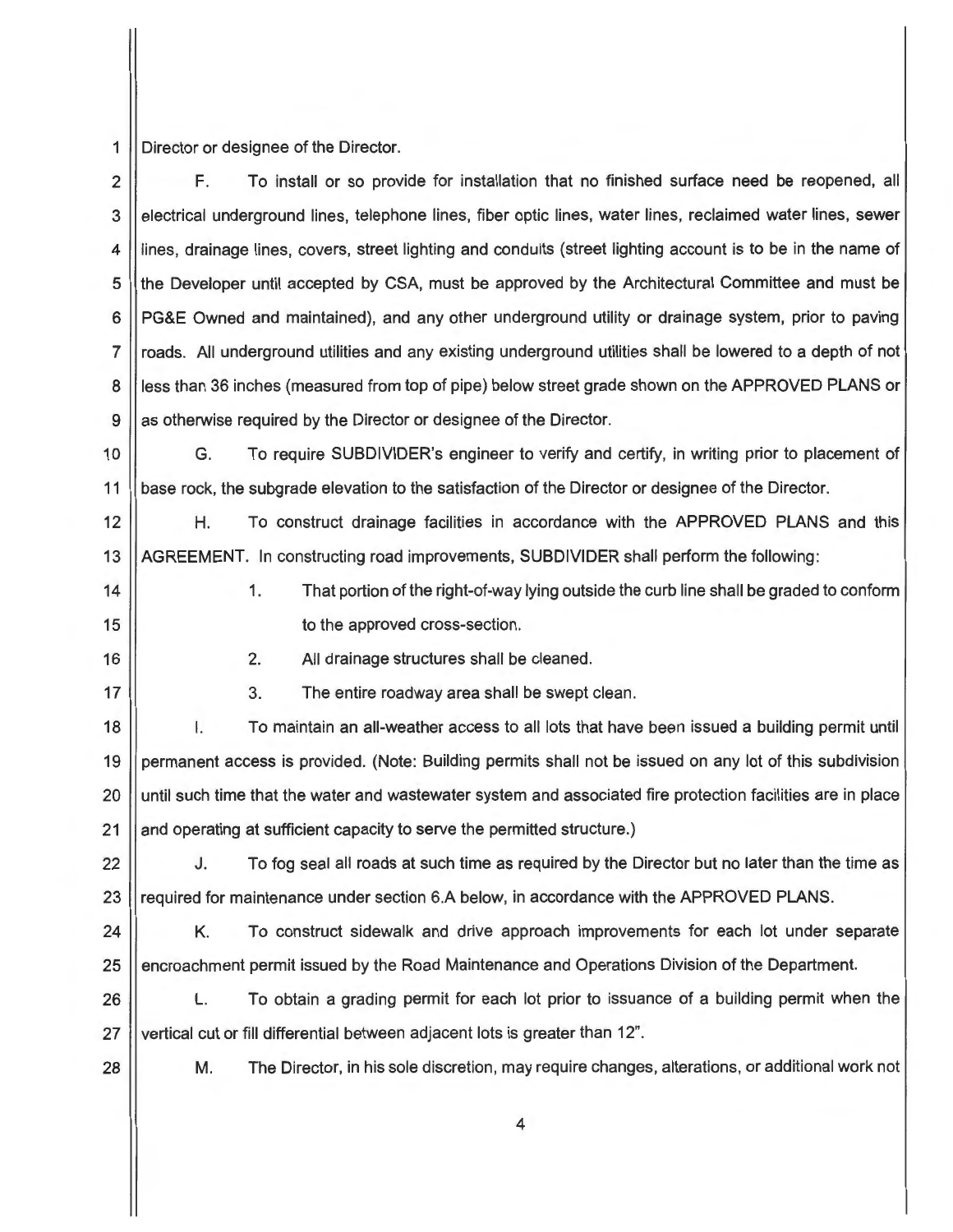Director or designee of the Director.

F. To install or so provide for installation that no finished surface need be reopened, all electrical underground lines, telephone lines, fiber optic lines, water lines, reclaimed water lines, sewer lines, drainage lines, covers, street lighting and conduits (street lighting account is to be in the name of the Developer until accepted by CSA, must be approved by the Architectural Committee and must be PG&E Owned and maintained), and any other underground utility or drainage system, prior to paving roads. All underground utilities and any existing underground utilities shall be lowered to a depth of not less than 36 inches (measured from top of pipe) below street grade shown on the APPROVED PLANS or as otherwise required by the Director or designee of the Director.

G. To require SUBDIVIDER's engineer to verify and certify, in writing prior to placement of base rock, the subgrade elevation to the satisfaction of the Director or designee of the Director.

H. To construct drainage facilities in accordance with the APPROVED PLANS and this AGREEMENT. In constructing road improvements, SUBDIVIDER shall perform the following:

1. That portion of the right-of-way lying outside the curb line shall be graded to conform to the approved cross-section.
2. All drainage structures shall be cleaned.
3. The entire roadway area shall be swept clean.

I. To maintain an all-weather access to all lots that have been issued a building permit until permanent access is provided. (Note: Building permits shall not be issued on any lot of this subdivision until such time that the water and wastewater system and associated fire protection facilities are in place and operating at sufficient capacity to serve the permitted structure.)

J. To fog seal all roads at such time as required by the Director but no later than the time as required for maintenance under section 6.A below, in accordance with the APPROVED PLANS.

K. To construct sidewalk and drive approach improvements for each lot under separate encroachment permit issued by the Road Maintenance and Operations Division of the Department.

L. To obtain a grading permit for each lot prior to issuance of a building permit when the vertical cut or fill differential between adjacent lots is greater than 12".

M. The Director, in his sole discretion, may require changes, alterations, or additional work not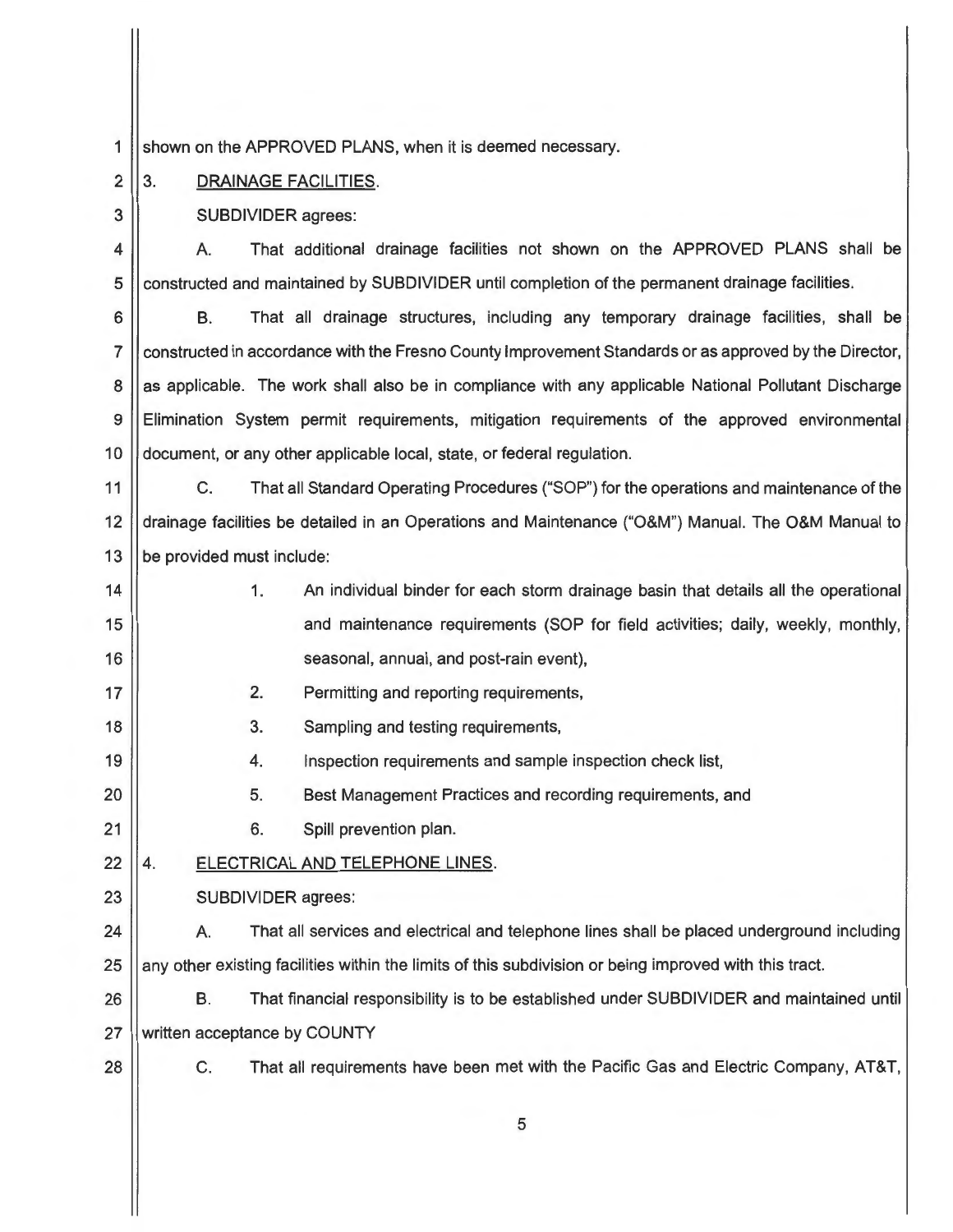shown on the APPROVED PLANS, when it is deemed necessary.

3. <u>DRAINAGE FACILITIES</u>.

SUBDIVIDER agrees:

A. That additional drainage facilities not shown on the APPROVED PLANS shall be constructed and maintained by SUBDIVIDER until completion of the permanent drainage facilities.

B. That all drainage structures, including any temporary drainage facilities, shall be constructed in accordance with the Fresno County Improvement Standards or as approved by the Director, as applicable. The work shall also be in compliance with any applicable National Pollutant Discharge Elimination System permit requirements, mitigation requirements of the approved environmental document, or any other applicable local, state, or federal regulation.

C. That all Standard Operating Procedures ("SOP") for the operations and maintenance of the drainage facilities be detailed in an Operations and Maintenance ("O&M") Manual. The O&M Manual to be provided must include:

1. An individual binder for each storm drainage basin that details all the operational and maintenance requirements (SOP for field activities; daily, weekly, monthly, seasonal, annual, and post-rain event),
2. Permitting and reporting requirements,
3. Sampling and testing requirements,
4. Inspection requirements and sample inspection check list,
5. Best Management Practices and recording requirements, and
6. Spill prevention plan.

4. <u>ELECTRICAL AND TELEPHONE LINES</u>.

SUBDIVIDER agrees:

A. That all services and electrical and telephone lines shall be placed underground including any other existing facilities within the limits of this subdivision or being improved with this tract.

B. That financial responsibility is to be established under SUBDIVIDER and maintained until written acceptance by COUNTY

C. That all requirements have been met with the Pacific Gas and Electric Company, AT&T,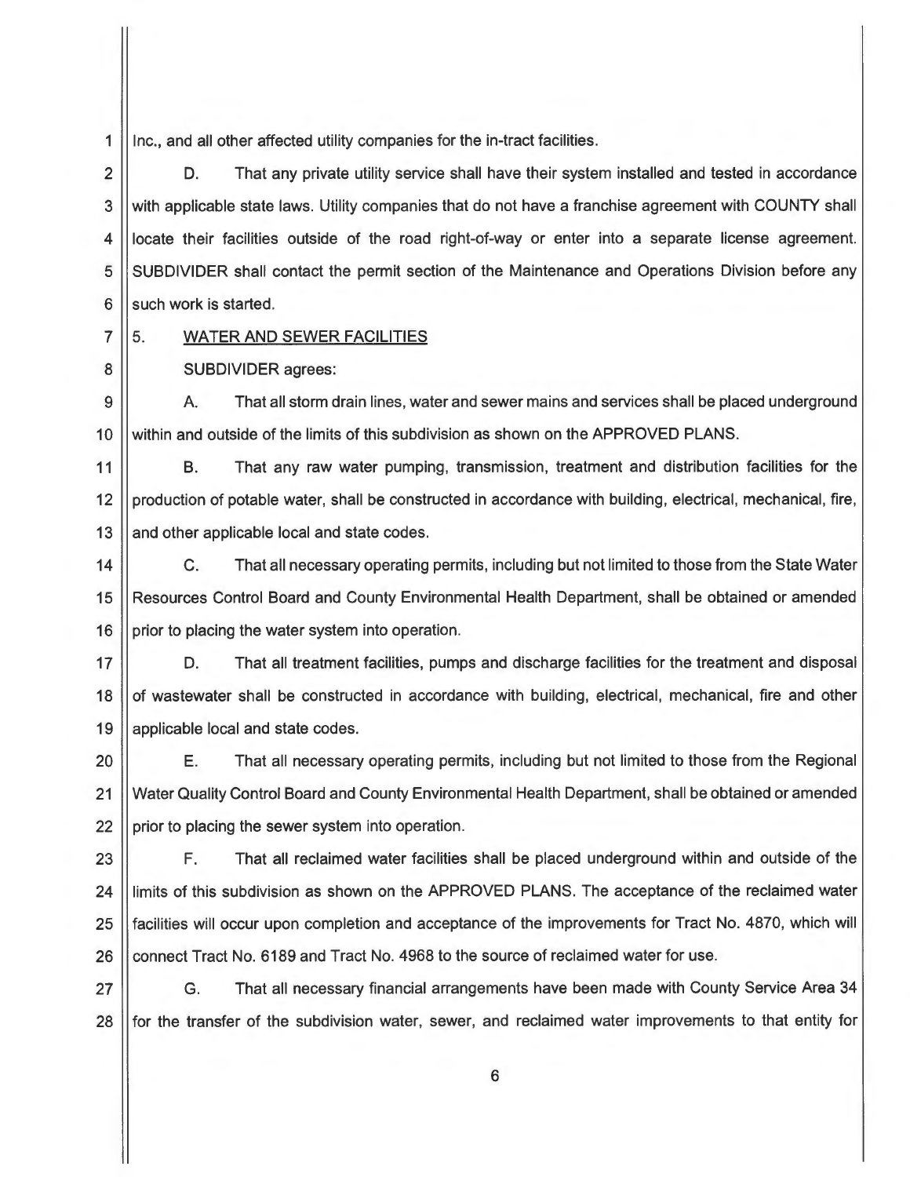Inc., and all other affected utility companies for the in-tract facilities.

D. That any private utility service shall have their system installed and tested in accordance with applicable state laws. Utility companies that do not have a franchise agreement with COUNTY shall locate their facilities outside of the road right-of-way or enter into a separate license agreement. SUBDIVIDER shall contact the permit section of the Maintenance and Operations Division before any such work is started.

5. <u>WATER AND SEWER FACILITIES</u>

SUBDIVIDER agrees:

A. That all storm drain lines, water and sewer mains and services shall be placed underground within and outside of the limits of this subdivision as shown on the APPROVED PLANS.

B. That any raw water pumping, transmission, treatment and distribution facilities for the production of potable water, shall be constructed in accordance with building, electrical, mechanical, fire, and other applicable local and state codes.

C. That all necessary operating permits, including but not limited to those from the State Water Resources Control Board and County Environmental Health Department, shall be obtained or amended prior to placing the water system into operation.

D. That all treatment facilities, pumps and discharge facilities for the treatment and disposal of wastewater shall be constructed in accordance with building, electrical, mechanical, fire and other applicable local and state codes.

E. That all necessary operating permits, including but not limited to those from the Regional Water Quality Control Board and County Environmental Health Department, shall be obtained or amended prior to placing the sewer system into operation.

F. That all reclaimed water facilities shall be placed underground within and outside of the limits of this subdivision as shown on the APPROVED PLANS. The acceptance of the reclaimed water facilities will occur upon completion and acceptance of the improvements for Tract No. 4870, which will connect Tract No. 6189 and Tract No. 4968 to the source of reclaimed water for use.

G. That all necessary financial arrangements have been made with County Service Area 34 for the transfer of the subdivision water, sewer, and reclaimed water improvements to that entity for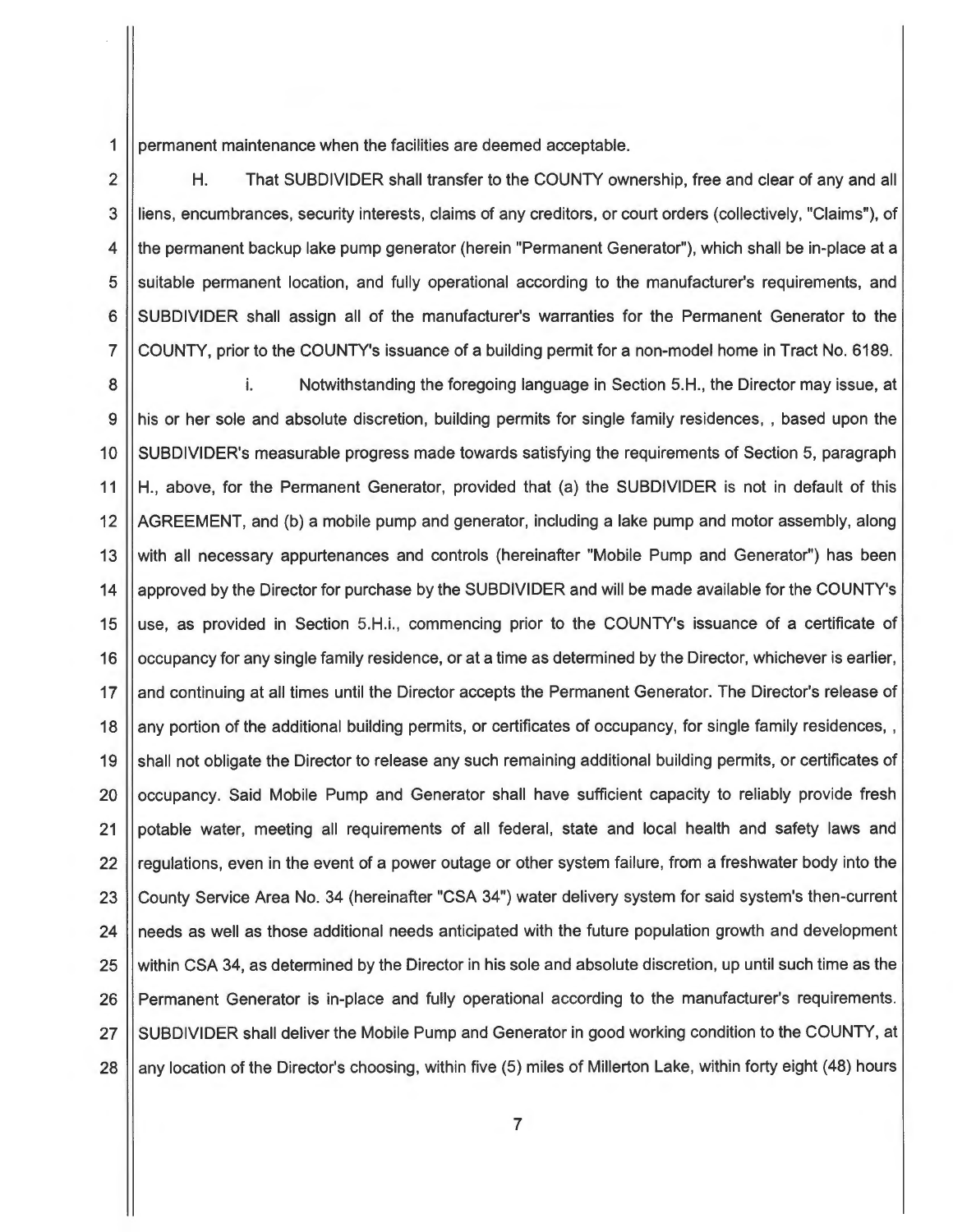permanent maintenance when the facilities are deemed acceptable.

H. That SUBDIVIDER shall transfer to the COUNTY ownership, free and clear of any and all liens, encumbrances, security interests, claims of any creditors, or court orders (collectively, "Claims"), of the permanent backup lake pump generator (herein "Permanent Generator"), which shall be in-place at a suitable permanent location, and fully operational according to the manufacturer's requirements, and SUBDIVIDER shall assign all of the manufacturer's warranties for the Permanent Generator to the COUNTY, prior to the COUNTY's issuance of a building permit for a non-model home in Tract No. 6189.

i. Notwithstanding the foregoing language in Section 5.H., the Director may issue, at his or her sole and absolute discretion, building permits for single family residences, , based upon the SUBDIVIDER's measurable progress made towards satisfying the requirements of Section 5, paragraph H., above, for the Permanent Generator, provided that (a) the SUBDIVIDER is not in default of this AGREEMENT, and (b) a mobile pump and generator, including a lake pump and motor assembly, along with all necessary appurtenances and controls (hereinafter "Mobile Pump and Generator") has been approved by the Director for purchase by the SUBDIVIDER and will be made available for the COUNTY's use, as provided in Section 5.H.i., commencing prior to the COUNTY's issuance of a certificate of occupancy for any single family residence, or at a time as determined by the Director, whichever is earlier, and continuing at all times until the Director accepts the Permanent Generator. The Director's release of any portion of the additional building permits, or certificates of occupancy, for single family residences, , shall not obligate the Director to release any such remaining additional building permits, or certificates of occupancy. Said Mobile Pump and Generator shall have sufficient capacity to reliably provide fresh potable water, meeting all requirements of all federal, state and local health and safety laws and regulations, even in the event of a power outage or other system failure, from a freshwater body into the County Service Area No. 34 (hereinafter "CSA 34") water delivery system for said system's then-current needs as well as those additional needs anticipated with the future population growth and development within CSA 34, as determined by the Director in his sole and absolute discretion, up until such time as the Permanent Generator is in-place and fully operational according to the manufacturer's requirements. SUBDIVIDER shall deliver the Mobile Pump and Generator in good working condition to the COUNTY, at any location of the Director's choosing, within five (5) miles of Millerton Lake, within forty eight (48) hours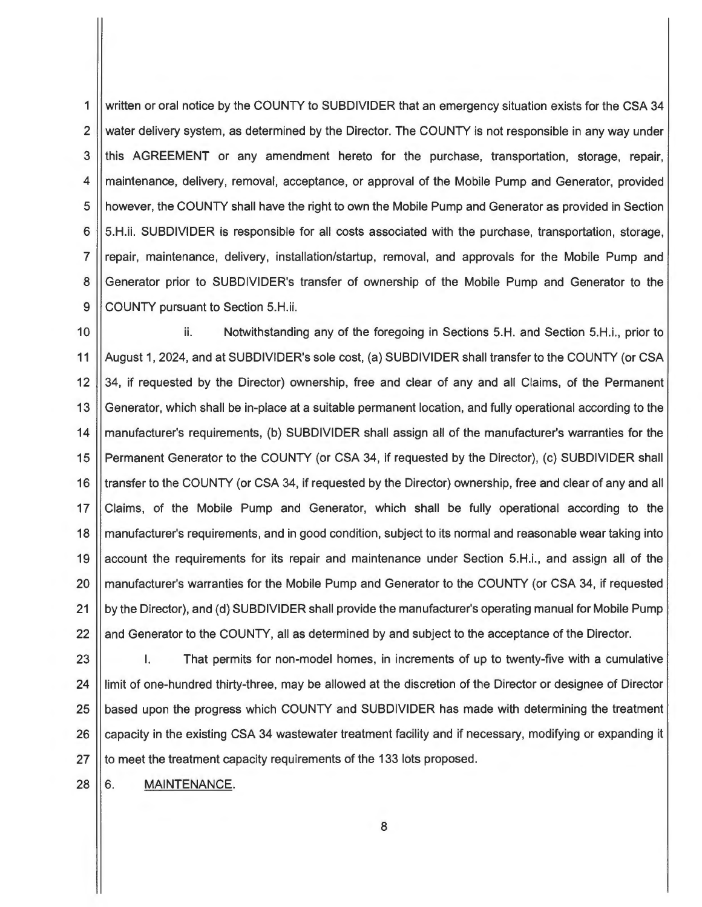written or oral notice by the COUNTY to SUBDIVIDER that an emergency situation exists for the CSA 34 water delivery system, as determined by the Director. The COUNTY is not responsible in any way under this AGREEMENT or any amendment hereto for the purchase, transportation, storage, repair, maintenance, delivery, removal, acceptance, or approval of the Mobile Pump and Generator, provided however, the COUNTY shall have the right to own the Mobile Pump and Generator as provided in Section 5.H.ii. SUBDIVIDER is responsible for all costs associated with the purchase, transportation, storage, repair, maintenance, delivery, installation/startup, removal, and approvals for the Mobile Pump and Generator prior to SUBDIVIDER's transfer of ownership of the Mobile Pump and Generator to the COUNTY pursuant to Section 5.H.ii.

ii. Notwithstanding any of the foregoing in Sections 5.H. and Section 5.H.i., prior to August 1, 2024, and at SUBDIVIDER's sole cost, (a) SUBDIVIDER shall transfer to the COUNTY (or CSA 34, if requested by the Director) ownership, free and clear of any and all Claims, of the Permanent Generator, which shall be in-place at a suitable permanent location, and fully operational according to the manufacturer's requirements, (b) SUBDIVIDER shall assign all of the manufacturer's warranties for the Permanent Generator to the COUNTY (or CSA 34, if requested by the Director), (c) SUBDIVIDER shall transfer to the COUNTY (or CSA 34, if requested by the Director) ownership, free and clear of any and all Claims, of the Mobile Pump and Generator, which shall be fully operational according to the manufacturer's requirements, and in good condition, subject to its normal and reasonable wear taking into account the requirements for its repair and maintenance under Section 5.H.i., and assign all of the manufacturer's warranties for the Mobile Pump and Generator to the COUNTY (or CSA 34, if requested by the Director), and (d) SUBDIVIDER shall provide the manufacturer's operating manual for Mobile Pump and Generator to the COUNTY, all as determined by and subject to the acceptance of the Director.

I. That permits for non-model homes, in increments of up to twenty-five with a cumulative limit of one-hundred thirty-three, may be allowed at the discretion of the Director or designee of Director based upon the progress which COUNTY and SUBDIVIDER has made with determining the treatment capacity in the existing CSA 34 wastewater treatment facility and if necessary, modifying or expanding it to meet the treatment capacity requirements of the 133 lots proposed.

6. <u>MAINTENANCE</u>.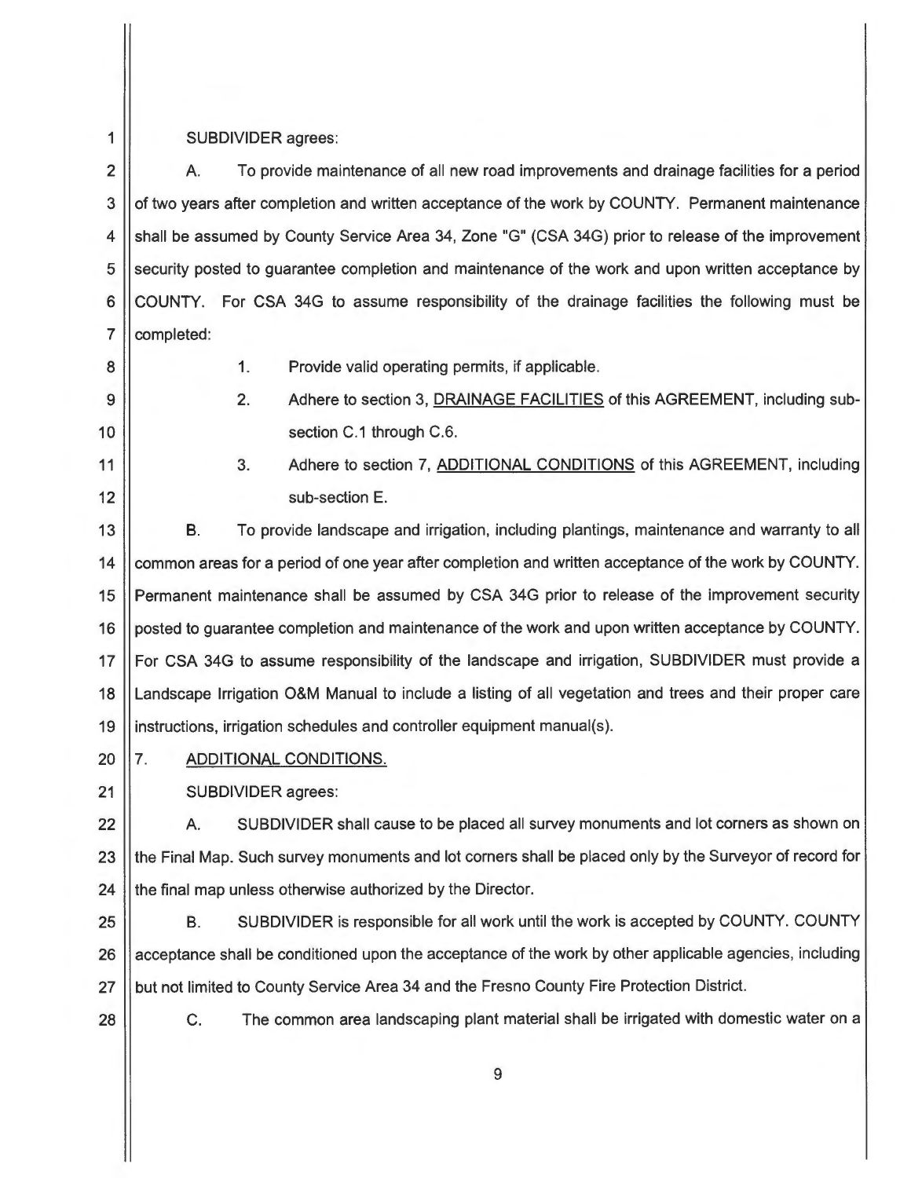SUBDIVIDER agrees:

A. To provide maintenance of all new road improvements and drainage facilities for a period of two years after completion and written acceptance of the work by COUNTY. Permanent maintenance shall be assumed by County Service Area 34, Zone "G" (CSA 34G) prior to release of the improvement security posted to guarantee completion and maintenance of the work and upon written acceptance by COUNTY. For CSA 34G to assume responsibility of the drainage facilities the following must be completed:

1. Provide valid operating permits, if applicable.
2. Adhere to section 3, <u>DRAINAGE FACILITIES</u> of this AGREEMENT, including sub-section C.1 through C.6.
3. Adhere to section 7, <u>ADDITIONAL CONDITIONS</u> of this AGREEMENT, including sub-section E.

B. To provide landscape and irrigation, including plantings, maintenance and warranty to all common areas for a period of one year after completion and written acceptance of the work by COUNTY. Permanent maintenance shall be assumed by CSA 34G prior to release of the improvement security posted to guarantee completion and maintenance of the work and upon written acceptance by COUNTY. For CSA 34G to assume responsibility of the landscape and irrigation, SUBDIVIDER must provide a Landscape Irrigation O&M Manual to include a listing of all vegetation and trees and their proper care instructions, irrigation schedules and controller equipment manual(s).

7. <u>ADDITIONAL CONDITIONS.</u>

SUBDIVIDER agrees:

A. SUBDIVIDER shall cause to be placed all survey monuments and lot corners as shown on the Final Map. Such survey monuments and lot corners shall be placed only by the Surveyor of record for the final map unless otherwise authorized by the Director.

B. SUBDIVIDER is responsible for all work until the work is accepted by COUNTY. COUNTY acceptance shall be conditioned upon the acceptance of the work by other applicable agencies, including but not limited to County Service Area 34 and the Fresno County Fire Protection District.

C. The common area landscaping plant material shall be irrigated with domestic water on a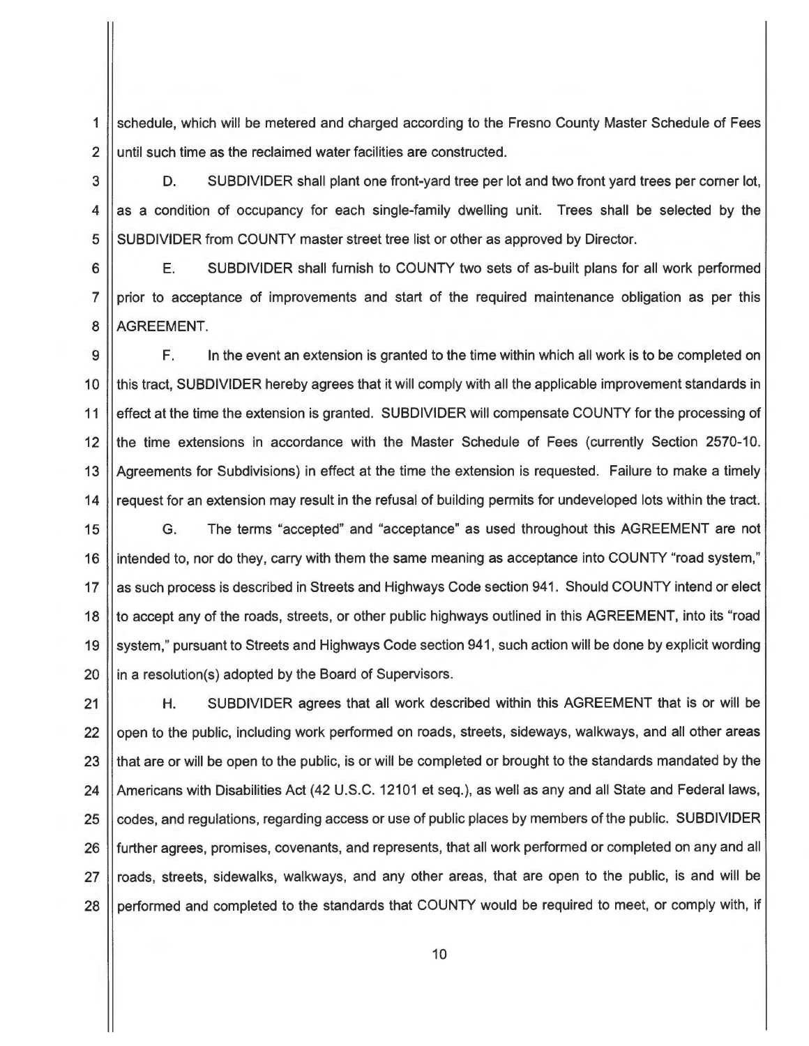schedule, which will be metered and charged according to the Fresno County Master Schedule of Fees until such time as the reclaimed water facilities are constructed.

D. SUBDIVIDER shall plant one front-yard tree per lot and two front yard trees per corner lot, as a condition of occupancy for each single-family dwelling unit. Trees shall be selected by the SUBDIVIDER from COUNTY master street tree list or other as approved by Director.

E. SUBDIVIDER shall furnish to COUNTY two sets of as-built plans for all work performed prior to acceptance of improvements and start of the required maintenance obligation as per this AGREEMENT.

F. In the event an extension is granted to the time within which all work is to be completed on this tract, SUBDIVIDER hereby agrees that it will comply with all the applicable improvement standards in effect at the time the extension is granted. SUBDIVIDER will compensate COUNTY for the processing of the time extensions in accordance with the Master Schedule of Fees (currently Section 2570-10. Agreements for Subdivisions) in effect at the time the extension is requested. Failure to make a timely request for an extension may result in the refusal of building permits for undeveloped lots within the tract.

G. The terms "accepted" and "acceptance" as used throughout this AGREEMENT are not intended to, nor do they, carry with them the same meaning as acceptance into COUNTY "road system," as such process is described in Streets and Highways Code section 941. Should COUNTY intend or elect to accept any of the roads, streets, or other public highways outlined in this AGREEMENT, into its "road system," pursuant to Streets and Highways Code section 941, such action will be done by explicit wording in a resolution(s) adopted by the Board of Supervisors.

H. SUBDIVIDER agrees that all work described within this AGREEMENT that is or will be open to the public, including work performed on roads, streets, sideways, walkways, and all other areas that are or will be open to the public, is or will be completed or brought to the standards mandated by the Americans with Disabilities Act (42 U.S.C. 12101 et seq.), as well as any and all State and Federal laws, codes, and regulations, regarding access or use of public places by members of the public. SUBDIVIDER further agrees, promises, covenants, and represents, that all work performed or completed on any and all roads, streets, sidewalks, walkways, and any other areas, that are open to the public, is and will be performed and completed to the standards that COUNTY would be required to meet, or comply with, if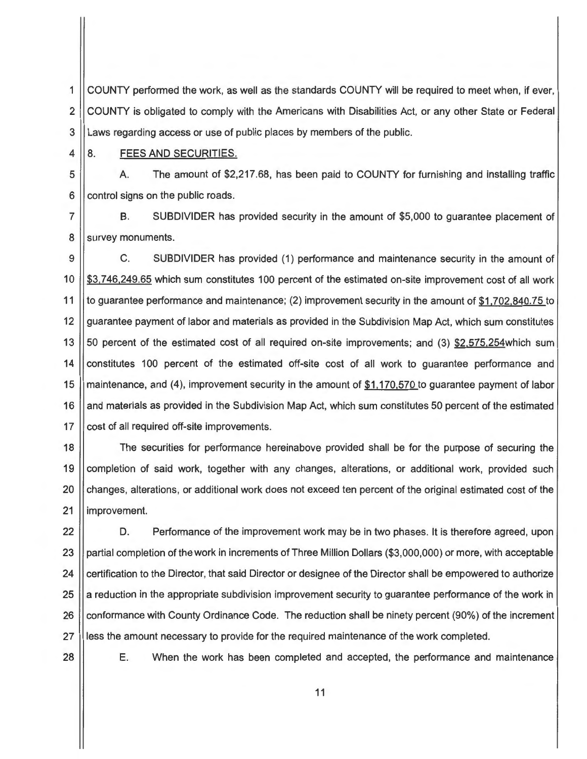COUNTY performed the work, as well as the standards COUNTY will be required to meet when, if ever, COUNTY is obligated to comply with the Americans with Disabilities Act, or any other State or Federal Laws regarding access or use of public places by members of the public.

8. <u>FEES AND SECURITIES.</u>

A. The amount of $2,217.68, has been paid to COUNTY for furnishing and installing traffic control signs on the public roads.

B. SUBDIVIDER has provided security in the amount of $5,000 to guarantee placement of survey monuments.

C. SUBDIVIDER has provided (1) performance and maintenance security in the amount of <u>$3,746,249.65</u> which sum constitutes 100 percent of the estimated on-site improvement cost of all work to guarantee performance and maintenance; (2) improvement security in the amount of <u>$1,702,840.75</u> to guarantee payment of labor and materials as provided in the Subdivision Map Act, which sum constitutes 50 percent of the estimated cost of all required on-site improvements; and (3) <u>$2,575,254</u>which sum constitutes 100 percent of the estimated off-site cost of all work to guarantee performance and maintenance, and (4), improvement security in the amount of <u>$1,170,570</u> to guarantee payment of labor and materials as provided in the Subdivision Map Act, which sum constitutes 50 percent of the estimated cost of all required off-site improvements.

The securities for performance hereinabove provided shall be for the purpose of securing the completion of said work, together with any changes, alterations, or additional work, provided such changes, alterations, or additional work does not exceed ten percent of the original estimated cost of the improvement.

D. Performance of the improvement work may be in two phases. It is therefore agreed, upon partial completion of the work in increments of Three Million Dollars ($3,000,000) or more, with acceptable certification to the Director, that said Director or designee of the Director shall be empowered to authorize a reduction in the appropriate subdivision improvement security to guarantee performance of the work in conformance with County Ordinance Code. The reduction shall be ninety percent (90%) of the increment less the amount necessary to provide for the required maintenance of the work completed.

E. When the work has been completed and accepted, the performance and maintenance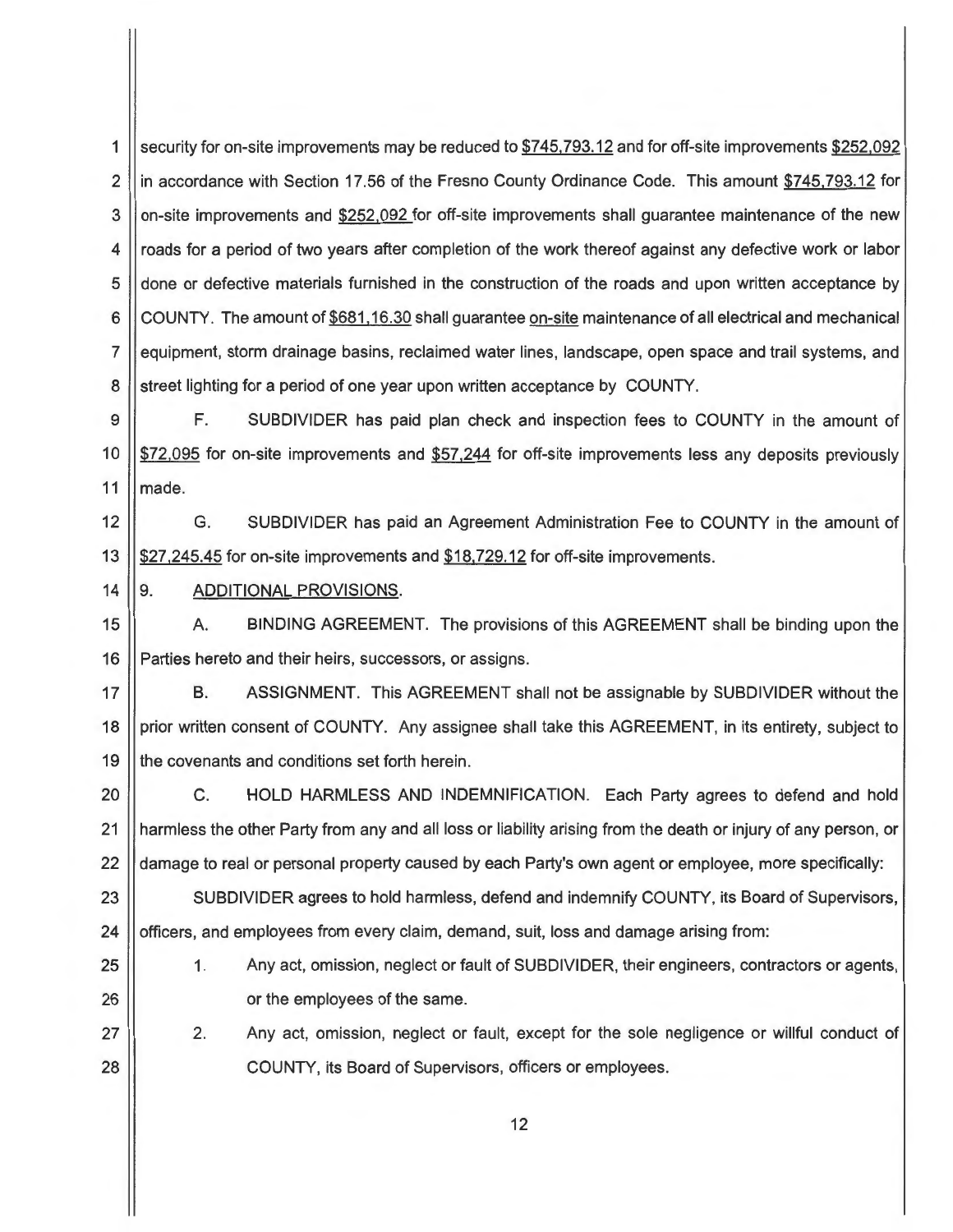security for on-site improvements may be reduced to $745,793.12 and for off-site improvements $252,092 in accordance with Section 17.56 of the Fresno County Ordinance Code. This amount $745,793.12 for on-site improvements and $252,092 for off-site improvements shall guarantee maintenance of the new roads for a period of two years after completion of the work thereof against any defective work or labor done or defective materials furnished in the construction of the roads and upon written acceptance by COUNTY. The amount of $681,16.30 shall guarantee on-site maintenance of all electrical and mechanical equipment, storm drainage basins, reclaimed water lines, landscape, open space and trail systems, and street lighting for a period of one year upon written acceptance by COUNTY.

F. SUBDIVIDER has paid plan check and inspection fees to COUNTY in the amount of $72,095 for on-site improvements and $57,244 for off-site improvements less any deposits previously made.

G. SUBDIVIDER has paid an Agreement Administration Fee to COUNTY in the amount of $27,245.45 for on-site improvements and $18,729.12 for off-site improvements.

9. ADDITIONAL PROVISIONS.

A. BINDING AGREEMENT. The provisions of this AGREEMENT shall be binding upon the Parties hereto and their heirs, successors, or assigns.

B. ASSIGNMENT. This AGREEMENT shall not be assignable by SUBDIVIDER without the prior written consent of COUNTY. Any assignee shall take this AGREEMENT, in its entirety, subject to the covenants and conditions set forth herein.

C. HOLD HARMLESS AND INDEMNIFICATION. Each Party agrees to defend and hold harmless the other Party from any and all loss or liability arising from the death or injury of any person, or damage to real or personal property caused by each Party's own agent or employee, more specifically:

SUBDIVIDER agrees to hold harmless, defend and indemnify COUNTY, its Board of Supervisors, officers, and employees from every claim, demand, suit, loss and damage arising from:

1. Any act, omission, neglect or fault of SUBDIVIDER, their engineers, contractors or agents, or the employees of the same.
2. Any act, omission, neglect or fault, except for the sole negligence or willful conduct of COUNTY, its Board of Supervisors, officers or employees.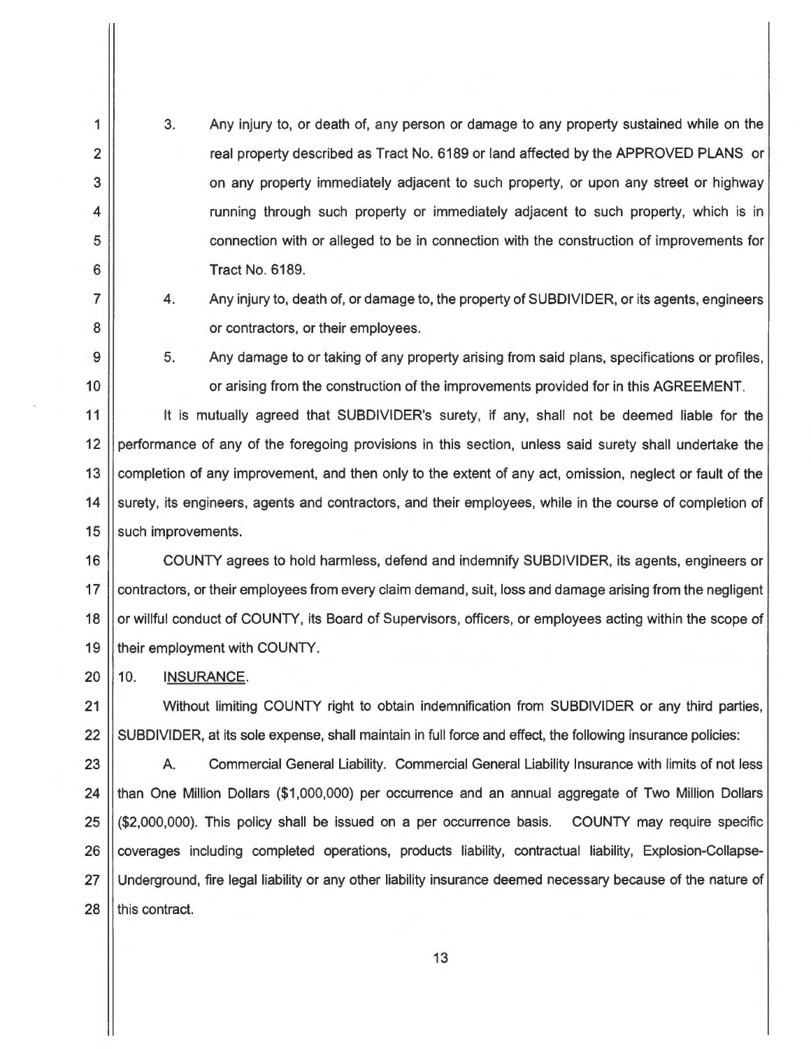3. Any injury to, or death of, any person or damage to any property sustained while on the real property described as Tract No. 6189 or land affected by the APPROVED PLANS or on any property immediately adjacent to such property, or upon any street or highway running through such property or immediately adjacent to such property, which is in connection with or alleged to be in connection with the construction of improvements for Tract No. 6189.

4. Any injury to, death of, or damage to, the property of SUBDIVIDER, or its agents, engineers or contractors, or their employees.

5. Any damage to or taking of any property arising from said plans, specifications or profiles, or arising from the construction of the improvements provided for in this AGREEMENT.

It is mutually agreed that SUBDIVIDER's surety, if any, shall not be deemed liable for the performance of any of the foregoing provisions in this section, unless said surety shall undertake the completion of any improvement, and then only to the extent of any act, omission, neglect or fault of the surety, its engineers, agents and contractors, and their employees, while in the course of completion of such improvements.

COUNTY agrees to hold harmless, defend and indemnify SUBDIVIDER, its agents, engineers or contractors, or their employees from every claim demand, suit, loss and damage arising from the negligent or willful conduct of COUNTY, its Board of Supervisors, officers, or employees acting within the scope of their employment with COUNTY.

10. INSURANCE.

Without limiting COUNTY right to obtain indemnification from SUBDIVIDER or any third parties, SUBDIVIDER, at its sole expense, shall maintain in full force and effect, the following insurance policies:

A. Commercial General Liability. Commercial General Liability Insurance with limits of not less than One Million Dollars ($1,000,000) per occurrence and an annual aggregate of Two Million Dollars ($2,000,000). This policy shall be issued on a per occurrence basis. COUNTY may require specific coverages including completed operations, products liability, contractual liability, Explosion-Collapse-Underground, fire legal liability or any other liability insurance deemed necessary because of the nature of this contract.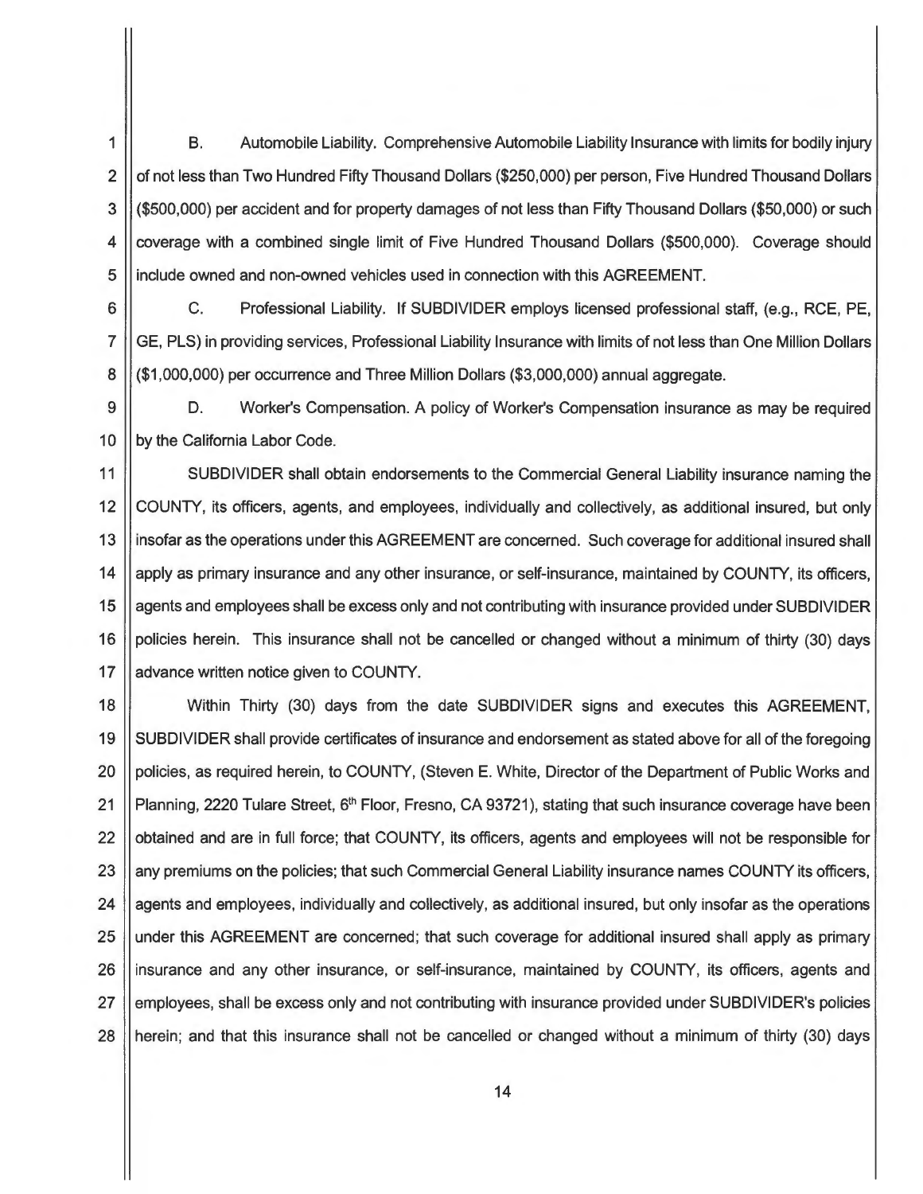B. Automobile Liability. Comprehensive Automobile Liability Insurance with limits for bodily injury of not less than Two Hundred Fifty Thousand Dollars ($250,000) per person, Five Hundred Thousand Dollars ($500,000) per accident and for property damages of not less than Fifty Thousand Dollars ($50,000) or such coverage with a combined single limit of Five Hundred Thousand Dollars ($500,000). Coverage should include owned and non-owned vehicles used in connection with this AGREEMENT.

C. Professional Liability. If SUBDIVIDER employs licensed professional staff, (e.g., RCE, PE, GE, PLS) in providing services, Professional Liability Insurance with limits of not less than One Million Dollars ($1,000,000) per occurrence and Three Million Dollars ($3,000,000) annual aggregate.

D. Worker's Compensation. A policy of Worker's Compensation insurance as may be required by the California Labor Code.

SUBDIVIDER shall obtain endorsements to the Commercial General Liability insurance naming the COUNTY, its officers, agents, and employees, individually and collectively, as additional insured, but only insofar as the operations under this AGREEMENT are concerned. Such coverage for additional insured shall apply as primary insurance and any other insurance, or self-insurance, maintained by COUNTY, its officers, agents and employees shall be excess only and not contributing with insurance provided under SUBDIVIDER policies herein. This insurance shall not be cancelled or changed without a minimum of thirty (30) days advance written notice given to COUNTY.

Within Thirty (30) days from the date SUBDIVIDER signs and executes this AGREEMENT, SUBDIVIDER shall provide certificates of insurance and endorsement as stated above for all of the foregoing policies, as required herein, to COUNTY, (Steven E. White, Director of the Department of Public Works and Planning, 2220 Tulare Street, 6th Floor, Fresno, CA 93721), stating that such insurance coverage have been obtained and are in full force; that COUNTY, its officers, agents and employees will not be responsible for any premiums on the policies; that such Commercial General Liability insurance names COUNTY its officers, agents and employees, individually and collectively, as additional insured, but only insofar as the operations under this AGREEMENT are concerned; that such coverage for additional insured shall apply as primary insurance and any other insurance, or self-insurance, maintained by COUNTY, its officers, agents and employees, shall be excess only and not contributing with insurance provided under SUBDIVIDER's policies herein; and that this insurance shall not be cancelled or changed without a minimum of thirty (30) days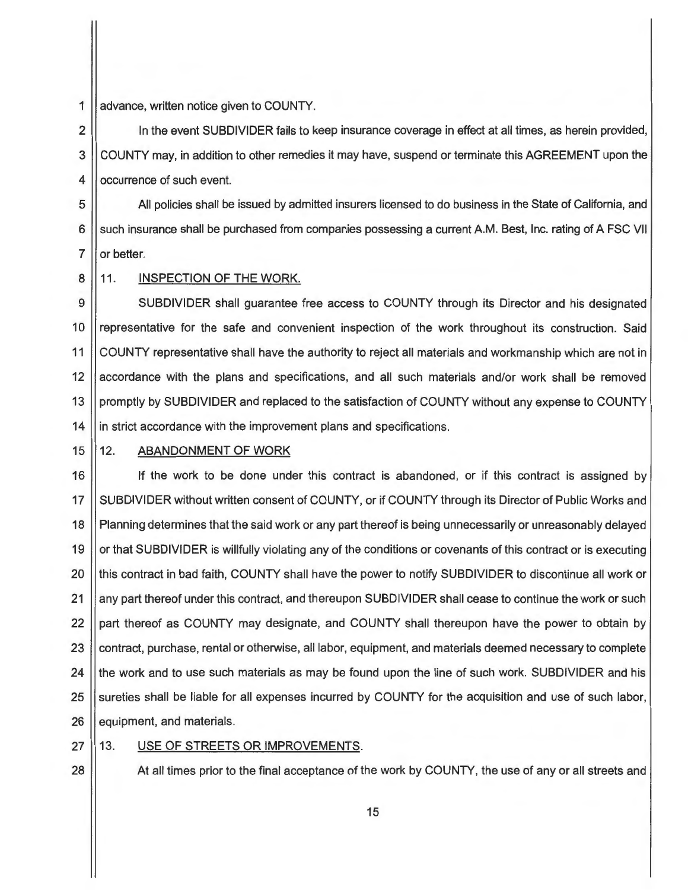advance, written notice given to COUNTY.

In the event SUBDIVIDER fails to keep insurance coverage in effect at all times, as herein provided, COUNTY may, in addition to other remedies it may have, suspend or terminate this AGREEMENT upon the occurrence of such event.

All policies shall be issued by admitted insurers licensed to do business in the State of California, and such insurance shall be purchased from companies possessing a current A.M. Best, Inc. rating of A FSC VII or better.

11. <u>INSPECTION OF THE WORK.</u>

SUBDIVIDER shall guarantee free access to COUNTY through its Director and his designated representative for the safe and convenient inspection of the work throughout its construction. Said COUNTY representative shall have the authority to reject all materials and workmanship which are not in accordance with the plans and specifications, and all such materials and/or work shall be removed promptly by SUBDIVIDER and replaced to the satisfaction of COUNTY without any expense to COUNTY in strict accordance with the improvement plans and specifications.

12. <u>ABANDONMENT OF WORK</u>

If the work to be done under this contract is abandoned, or if this contract is assigned by SUBDIVIDER without written consent of COUNTY, or if COUNTY through its Director of Public Works and Planning determines that the said work or any part thereof is being unnecessarily or unreasonably delayed or that SUBDIVIDER is willfully violating any of the conditions or covenants of this contract or is executing this contract in bad faith, COUNTY shall have the power to notify SUBDIVIDER to discontinue all work or any part thereof under this contract, and thereupon SUBDIVIDER shall cease to continue the work or such part thereof as COUNTY may designate, and COUNTY shall thereupon have the power to obtain by contract, purchase, rental or otherwise, all labor, equipment, and materials deemed necessary to complete the work and to use such materials as may be found upon the line of such work. SUBDIVIDER and his sureties shall be liable for all expenses incurred by COUNTY for the acquisition and use of such labor, equipment, and materials.

13. <u>USE OF STREETS OR IMPROVEMENTS</u>.

At all times prior to the final acceptance of the work by COUNTY, the use of any or all streets and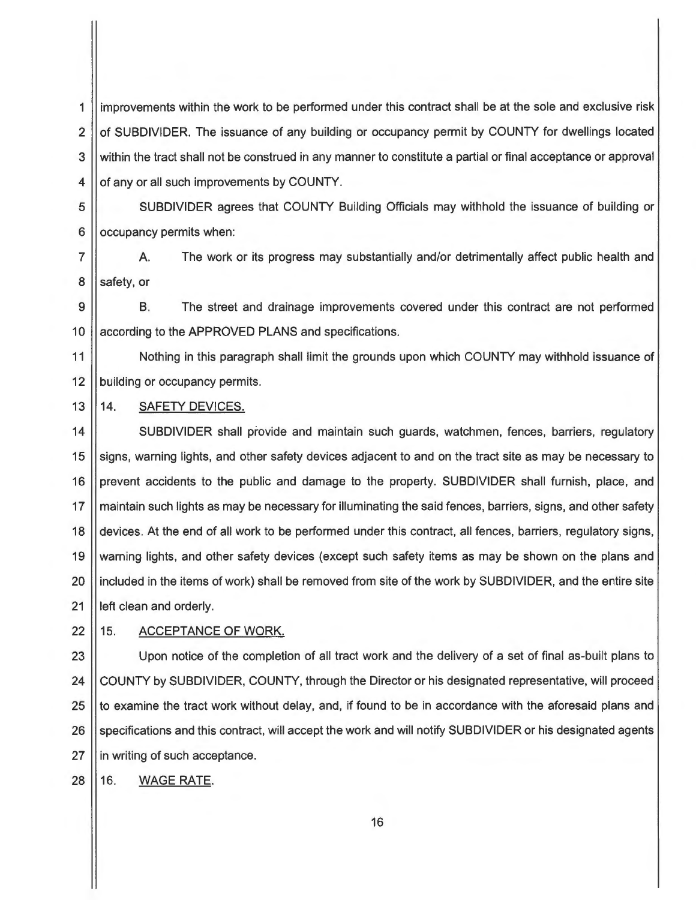improvements within the work to be performed under this contract shall be at the sole and exclusive risk of SUBDIVIDER. The issuance of any building or occupancy permit by COUNTY for dwellings located within the tract shall not be construed in any manner to constitute a partial or final acceptance or approval of any or all such improvements by COUNTY.

SUBDIVIDER agrees that COUNTY Building Officials may withhold the issuance of building or occupancy permits when:

A. The work or its progress may substantially and/or detrimentally affect public health and safety, or

B. The street and drainage improvements covered under this contract are not performed according to the APPROVED PLANS and specifications.

Nothing in this paragraph shall limit the grounds upon which COUNTY may withhold issuance of building or occupancy permits.

14. <u>SAFETY DEVICES.</u>

SUBDIVIDER shall provide and maintain such guards, watchmen, fences, barriers, regulatory signs, warning lights, and other safety devices adjacent to and on the tract site as may be necessary to prevent accidents to the public and damage to the property. SUBDIVIDER shall furnish, place, and maintain such lights as may be necessary for illuminating the said fences, barriers, signs, and other safety devices. At the end of all work to be performed under this contract, all fences, barriers, regulatory signs, warning lights, and other safety devices (except such safety items as may be shown on the plans and included in the items of work) shall be removed from site of the work by SUBDIVIDER, and the entire site left clean and orderly.

15. <u>ACCEPTANCE OF WORK.</u>

Upon notice of the completion of all tract work and the delivery of a set of final as-built plans to COUNTY by SUBDIVIDER, COUNTY, through the Director or his designated representative, will proceed to examine the tract work without delay, and, if found to be in accordance with the aforesaid plans and specifications and this contract, will accept the work and will notify SUBDIVIDER or his designated agents in writing of such acceptance.

16. <u>WAGE RATE.</u>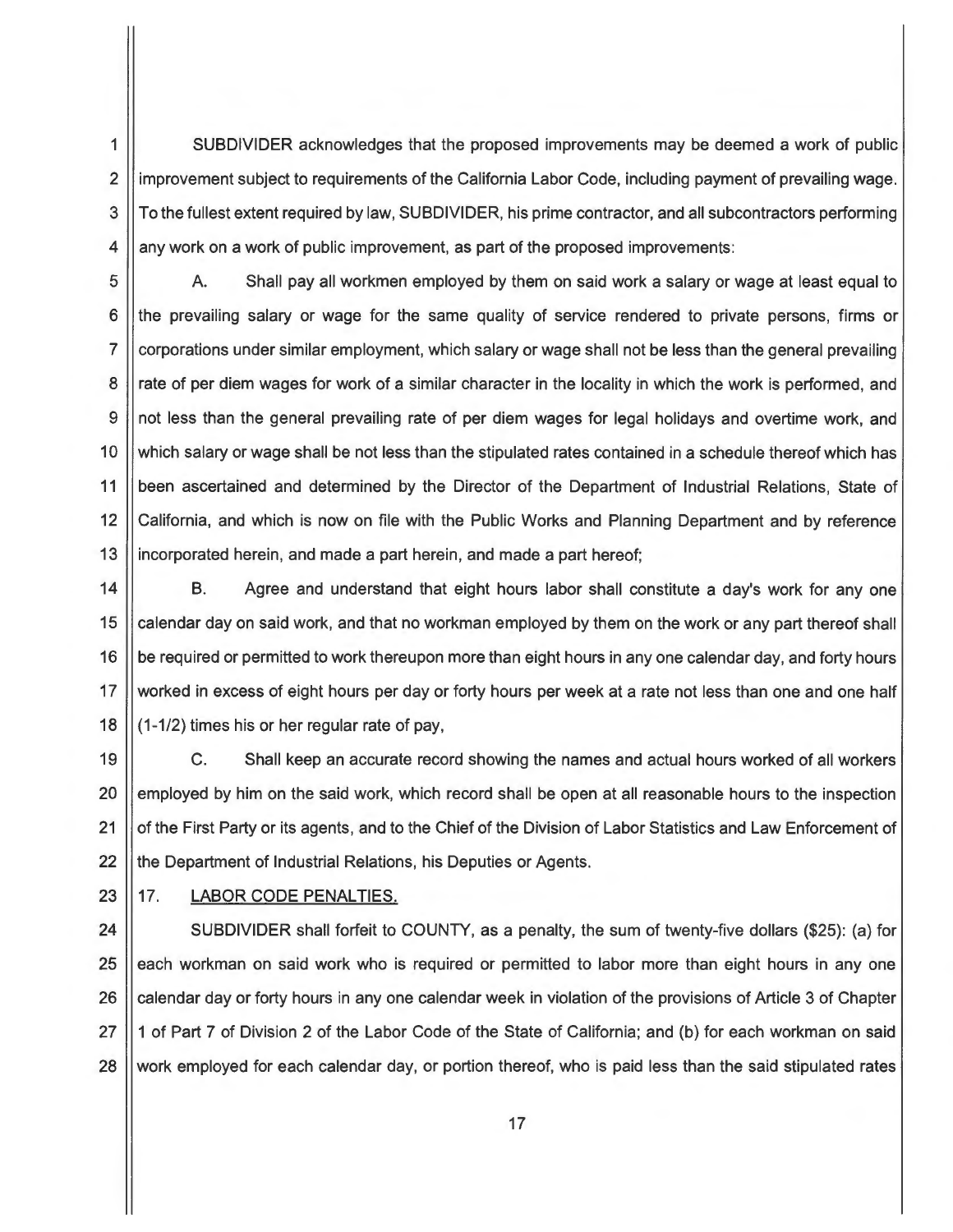SUBDIVIDER acknowledges that the proposed improvements may be deemed a work of public improvement subject to requirements of the California Labor Code, including payment of prevailing wage. To the fullest extent required by law, SUBDIVIDER, his prime contractor, and all subcontractors performing any work on a work of public improvement, as part of the proposed improvements:

A. Shall pay all workmen employed by them on said work a salary or wage at least equal to the prevailing salary or wage for the same quality of service rendered to private persons, firms or corporations under similar employment, which salary or wage shall not be less than the general prevailing rate of per diem wages for work of a similar character in the locality in which the work is performed, and not less than the general prevailing rate of per diem wages for legal holidays and overtime work, and which salary or wage shall be not less than the stipulated rates contained in a schedule thereof which has been ascertained and determined by the Director of the Department of Industrial Relations, State of California, and which is now on file with the Public Works and Planning Department and by reference incorporated herein, and made a part herein, and made a part hereof;

B. Agree and understand that eight hours labor shall constitute a day's work for any one calendar day on said work, and that no workman employed by them on the work or any part thereof shall be required or permitted to work thereupon more than eight hours in any one calendar day, and forty hours worked in excess of eight hours per day or forty hours per week at a rate not less than one and one half (1-1/2) times his or her regular rate of pay,

C. Shall keep an accurate record showing the names and actual hours worked of all workers employed by him on the said work, which record shall be open at all reasonable hours to the inspection of the First Party or its agents, and to the Chief of the Division of Labor Statistics and Law Enforcement of the Department of Industrial Relations, his Deputies or Agents.

17. <u>LABOR CODE PENALTIES.</u>

SUBDIVIDER shall forfeit to COUNTY, as a penalty, the sum of twenty-five dollars ($25): (a) for each workman on said work who is required or permitted to labor more than eight hours in any one calendar day or forty hours in any one calendar week in violation of the provisions of Article 3 of Chapter 1 of Part 7 of Division 2 of the Labor Code of the State of California; and (b) for each workman on said work employed for each calendar day, or portion thereof, who is paid less than the said stipulated rates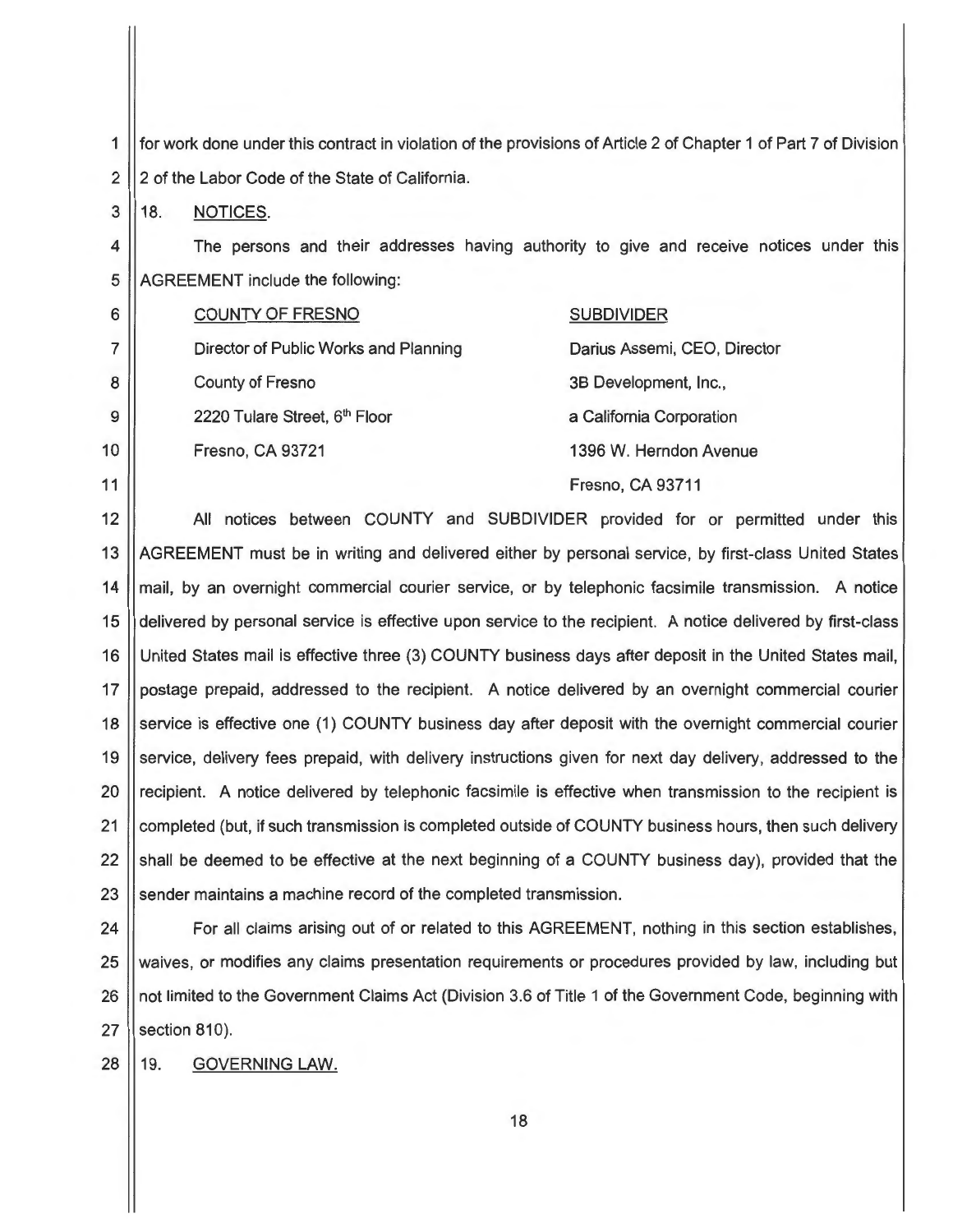for work done under this contract in violation of the provisions of Article 2 of Chapter 1 of Part 7 of Division 2 of the Labor Code of the State of California.

18. <u>NOTICES</u>.

The persons and their addresses having authority to give and receive notices under this AGREEMENT include the following:

| <u>COUNTY OF FRESNO</u> | <u>SUBDIVIDER</u> |
|---|---|
| Director of Public Works and Planning | Darius Assemi, CEO, Director |
| County of Fresno | 3B Development, Inc., |
| 2220 Tulare Street, 6th Floor | a California Corporation |
| Fresno, CA 93721 | 1396 W. Herndon Avenue |
| | Fresno, CA 93711 |

All notices between COUNTY and SUBDIVIDER provided for or permitted under this AGREEMENT must be in writing and delivered either by personal service, by first-class United States mail, by an overnight commercial courier service, or by telephonic facsimile transmission. A notice delivered by personal service is effective upon service to the recipient. A notice delivered by first-class United States mail is effective three (3) COUNTY business days after deposit in the United States mail, postage prepaid, addressed to the recipient. A notice delivered by an overnight commercial courier service is effective one (1) COUNTY business day after deposit with the overnight commercial courier service, delivery fees prepaid, with delivery instructions given for next day delivery, addressed to the recipient. A notice delivered by telephonic facsimile is effective when transmission to the recipient is completed (but, if such transmission is completed outside of COUNTY business hours, then such delivery shall be deemed to be effective at the next beginning of a COUNTY business day), provided that the sender maintains a machine record of the completed transmission.

For all claims arising out of or related to this AGREEMENT, nothing in this section establishes, waives, or modifies any claims presentation requirements or procedures provided by law, including but not limited to the Government Claims Act (Division 3.6 of Title 1 of the Government Code, beginning with section 810).

19. <u>GOVERNING LAW.</u>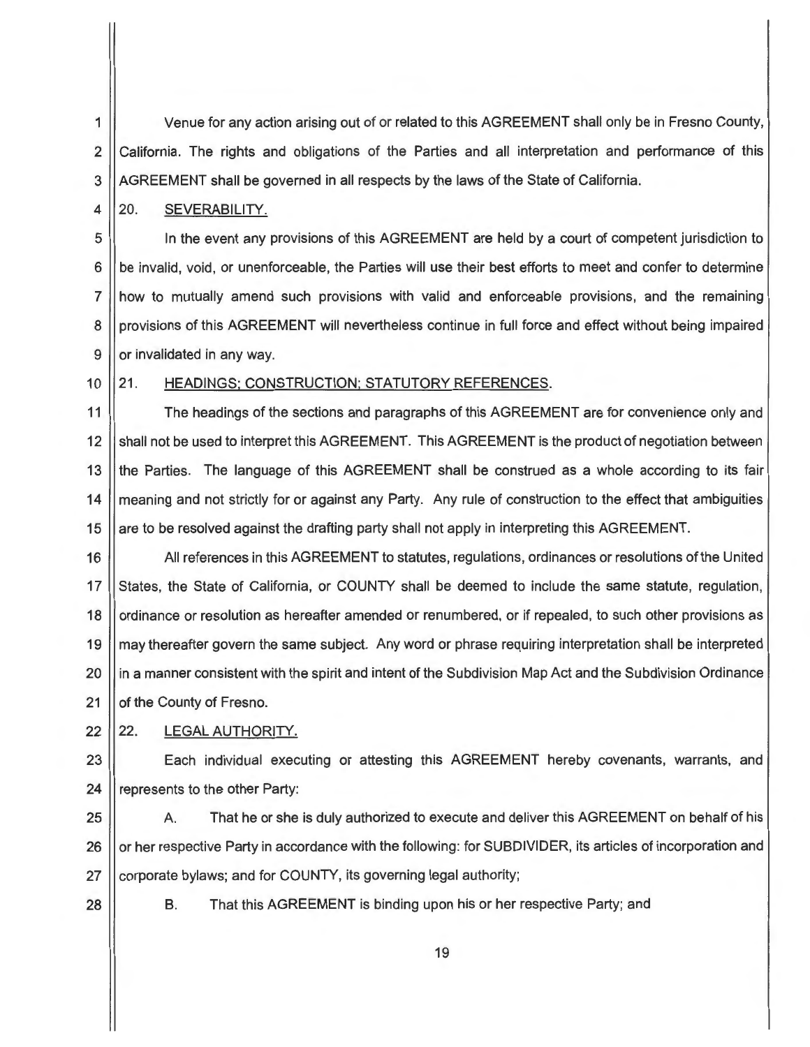Venue for any action arising out of or related to this AGREEMENT shall only be in Fresno County, California. The rights and obligations of the Parties and all interpretation and performance of this AGREEMENT shall be governed in all respects by the laws of the State of California.

20. <u>SEVERABILITY.</u>

In the event any provisions of this AGREEMENT are held by a court of competent jurisdiction to be invalid, void, or unenforceable, the Parties will use their best efforts to meet and confer to determine how to mutually amend such provisions with valid and enforceable provisions, and the remaining provisions of this AGREEMENT will nevertheless continue in full force and effect without being impaired or invalidated in any way.

21. <u>HEADINGS; CONSTRUCTION; STATUTORY REFERENCES.</u>

The headings of the sections and paragraphs of this AGREEMENT are for convenience only and shall not be used to interpret this AGREEMENT. This AGREEMENT is the product of negotiation between the Parties. The language of this AGREEMENT shall be construed as a whole according to its fair meaning and not strictly for or against any Party. Any rule of construction to the effect that ambiguities are to be resolved against the drafting party shall not apply in interpreting this AGREEMENT.

All references in this AGREEMENT to statutes, regulations, ordinances or resolutions of the United States, the State of California, or COUNTY shall be deemed to include the same statute, regulation, ordinance or resolution as hereafter amended or renumbered, or if repealed, to such other provisions as may thereafter govern the same subject. Any word or phrase requiring interpretation shall be interpreted in a manner consistent with the spirit and intent of the Subdivision Map Act and the Subdivision Ordinance of the County of Fresno.

22. <u>LEGAL AUTHORITY.</u>

Each individual executing or attesting this AGREEMENT hereby covenants, warrants, and represents to the other Party:

A. That he or she is duly authorized to execute and deliver this AGREEMENT on behalf of his or her respective Party in accordance with the following: for SUBDIVIDER, its articles of incorporation and corporate bylaws; and for COUNTY, its governing legal authority;

B. That this AGREEMENT is binding upon his or her respective Party; and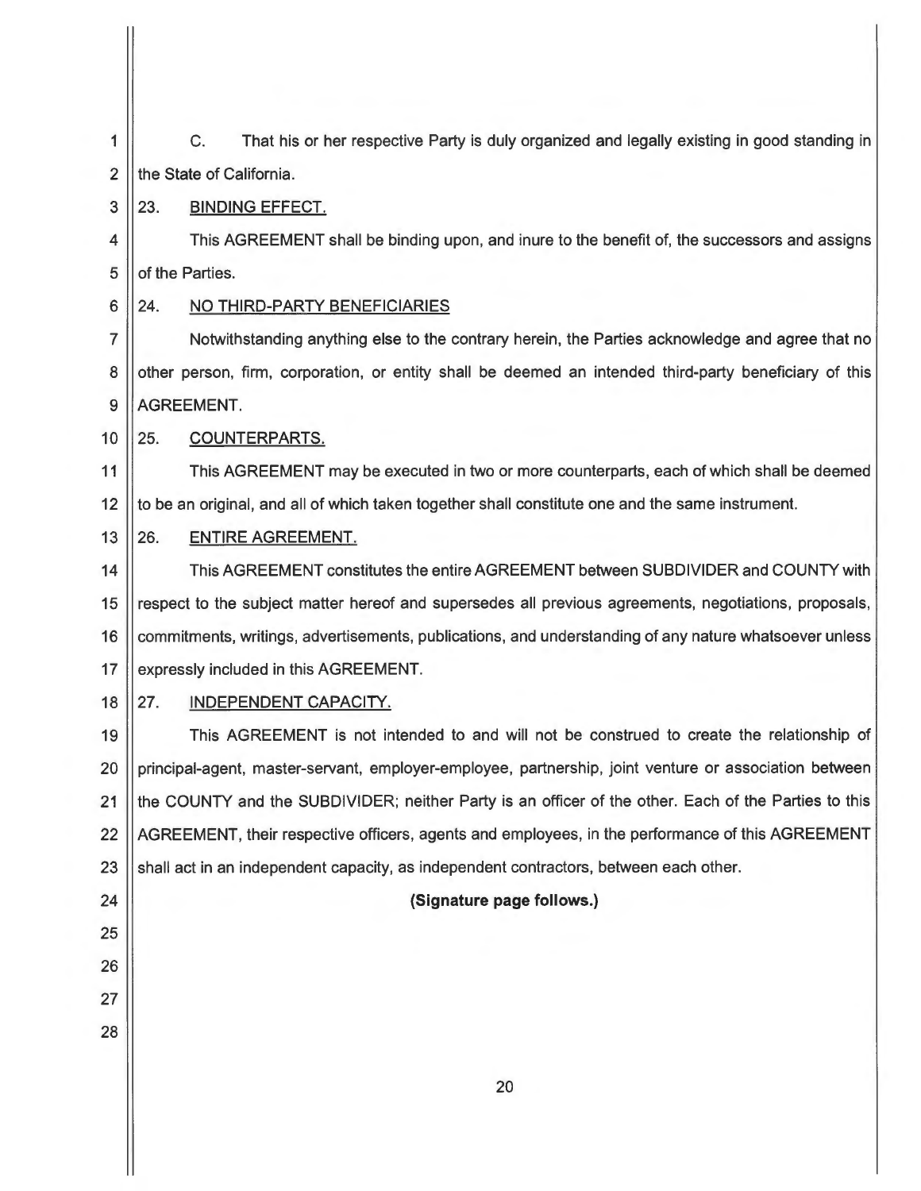C. That his or her respective Party is duly organized and legally existing in good standing in the State of California.

23. <u>BINDING EFFECT.</u>

This AGREEMENT shall be binding upon, and inure to the benefit of, the successors and assigns of the Parties.

24. <u>NO THIRD-PARTY BENEFICIARIES</u>

Notwithstanding anything else to the contrary herein, the Parties acknowledge and agree that no other person, firm, corporation, or entity shall be deemed an intended third-party beneficiary of this AGREEMENT.

25. <u>COUNTERPARTS.</u>

This AGREEMENT may be executed in two or more counterparts, each of which shall be deemed to be an original, and all of which taken together shall constitute one and the same instrument.

26. <u>ENTIRE AGREEMENT.</u>

This AGREEMENT constitutes the entire AGREEMENT between SUBDIVIDER and COUNTY with respect to the subject matter hereof and supersedes all previous agreements, negotiations, proposals, commitments, writings, advertisements, publications, and understanding of any nature whatsoever unless expressly included in this AGREEMENT.

27. <u>INDEPENDENT CAPACITY.</u>

This AGREEMENT is not intended to and will not be construed to create the relationship of principal-agent, master-servant, employer-employee, partnership, joint venture or association between the COUNTY and the SUBDIVIDER; neither Party is an officer of the other. Each of the Parties to this AGREEMENT, their respective officers, agents and employees, in the performance of this AGREEMENT shall act in an independent capacity, as independent contractors, between each other.

**(Signature page follows.)**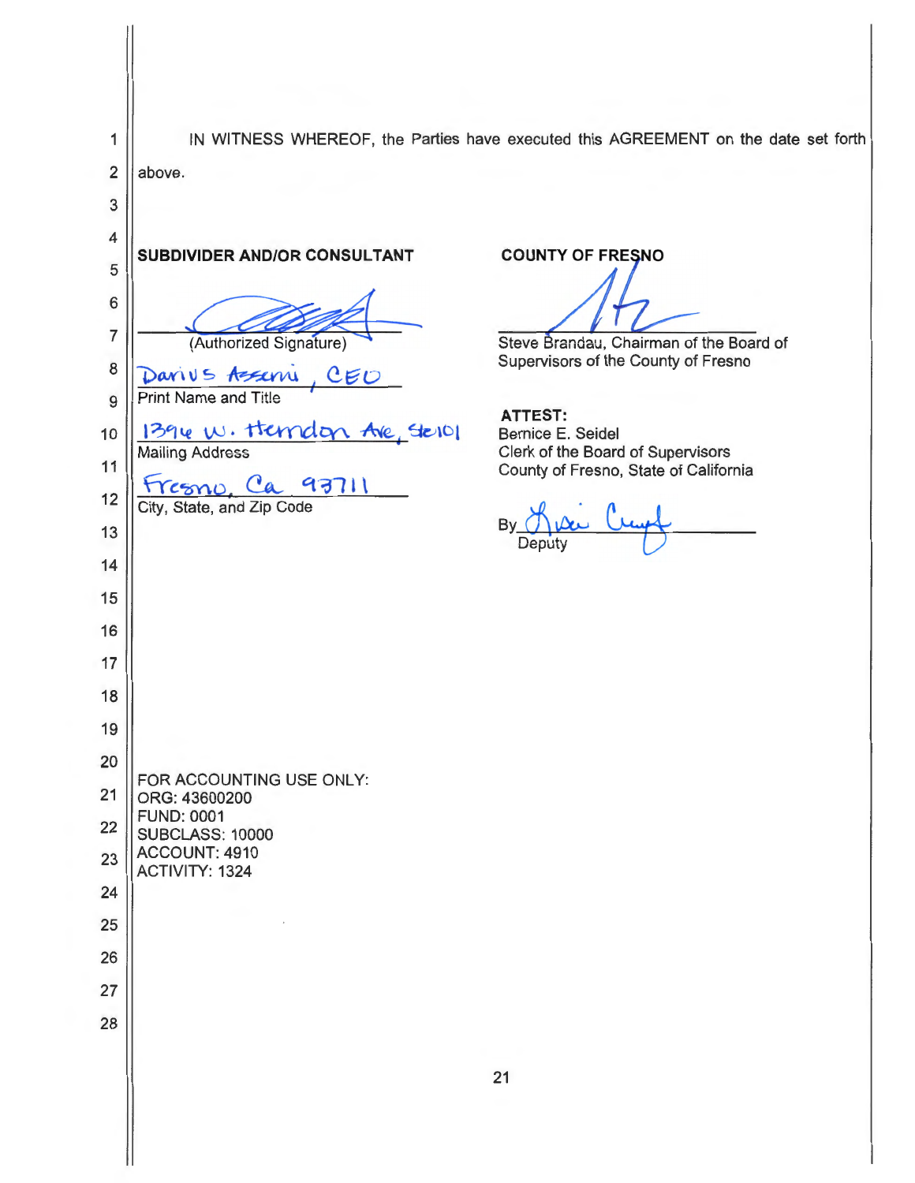IN WITNESS WHEREOF, the Parties have executed this AGREEMENT on the date set forth above.

**SUBDIVIDER AND/OR CONSULTANT**

(Authorized Signature)

Darius Assemi, CEO
Print Name and Title

1396 W. Herndon Ave, Ste 101
Mailing Address

Fresno, Ca 93711
City, State, and Zip Code

**COUNTY OF FRESNO**

Steve Brandau, Chairman of the Board of Supervisors of the County of Fresno

**ATTEST:**
Bernice E. Seidel
Clerk of the Board of Supervisors
County of Fresno, State of California

By ______________
Deputy

FOR ACCOUNTING USE ONLY:
ORG: 43600200
FUND: 0001
SUBCLASS: 10000
ACCOUNT: 4910
ACTIVITY: 1324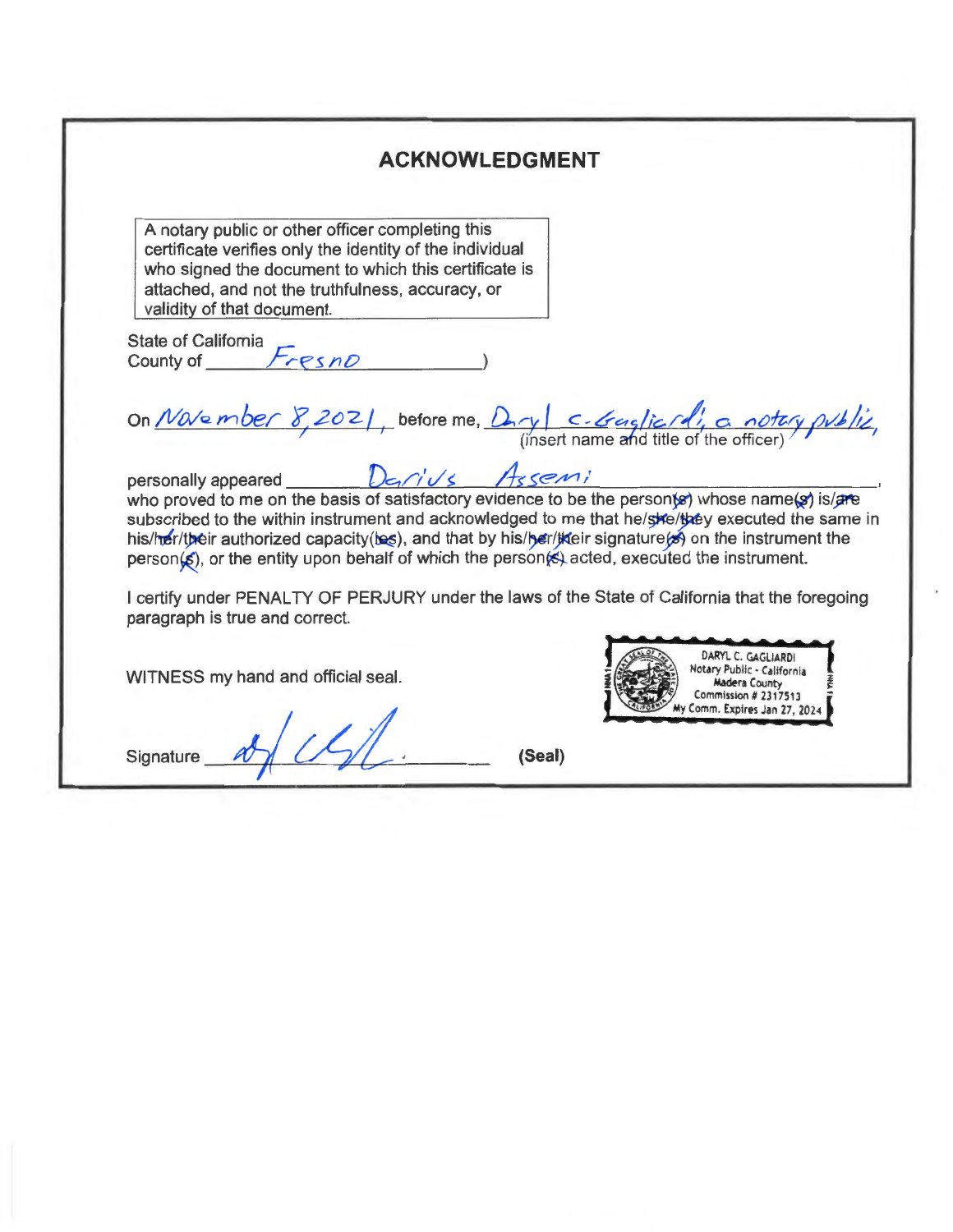## ACKNOWLEDGMENT

> A notary public or other officer completing this certificate verifies only the identity of the individual who signed the document to which this certificate is attached, and not the truthfulness, accuracy, or validity of that document.

State of California
County of Fresno )

On November 8, 2021, before me, Daryl C. Gagliardi, a notary public,
(insert name and title of the officer)

personally appeared Darius Assemi,
who proved to me on the basis of satisfactory evidence to be the person(s) whose name(s) is/are subscribed to the within instrument and acknowledged to me that he/she/they executed the same in his/her/their authorized capacity(ies), and that by his/her/their signature(s) on the instrument the person(s), or the entity upon behalf of which the person(s) acted, executed the instrument.

I certify under PENALTY OF PERJURY under the laws of the State of California that the foregoing paragraph is true and correct.

WITNESS my hand and official seal.

DARYL C. GAGLIARDI
Notary Public - California
Madera County
Commission # 2317513
My Comm. Expires Jan 27, 2024

Signature ____________ (Seal)